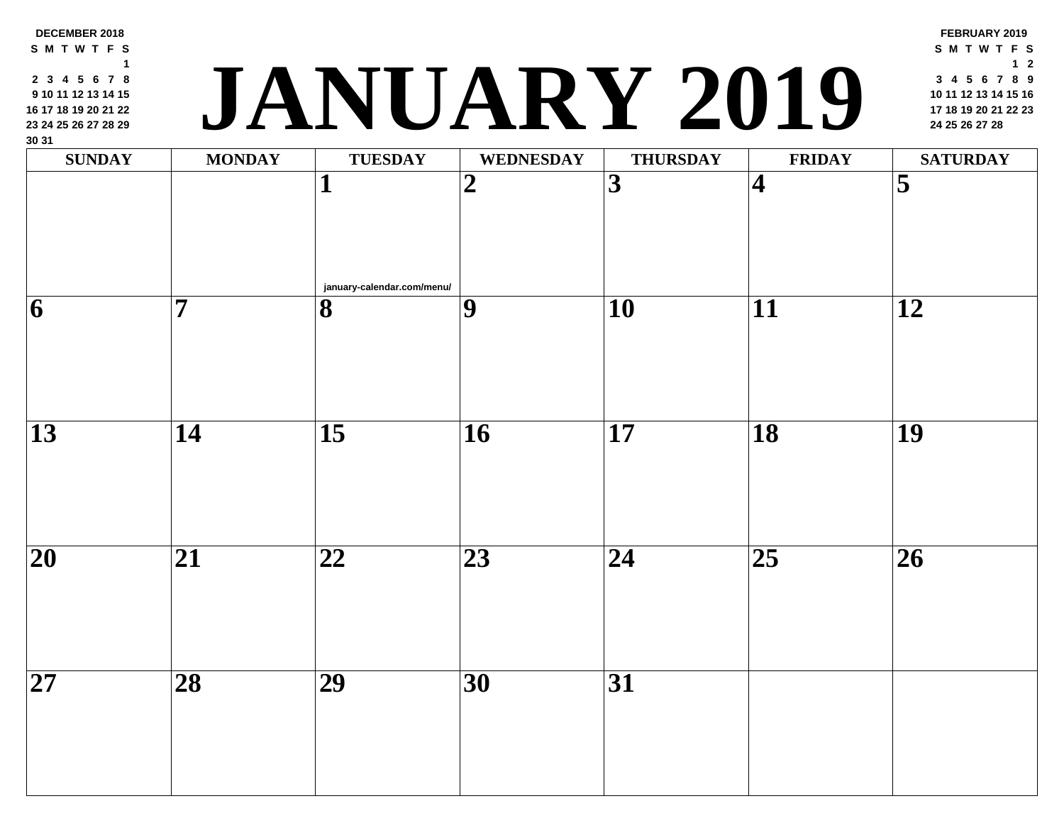DECEMBER 2018

| S | M | T | W | T | F | S |
|---|---|---|---|---|---|---|
| | | | | | | 1 |
| 2 | 3 | 4 | 5 | 6 | 7 | 8 |
| 9 | 10 | 11 | 12 | 13 | 14 | 15 |
| 16 | 17 | 18 | 19 | 20 | 21 | 22 |
| 23 | 24 | 25 | 26 | 27 | 28 | 29 |
| 30 | 31 | | | | | |

# JANUARY 2019

FEBRUARY 2019

| S | M | T | W | T | F | S |
|---|---|---|---|---|---|---|
| | | | | | 1 | 2 |
| 3 | 4 | 5 | 6 | 7 | 8 | 9 |
| 10 | 11 | 12 | 13 | 14 | 15 | 16 |
| 17 | 18 | 19 | 20 | 21 | 22 | 23 |
| 24 | 25 | 26 | 27 | 28 | | |

| SUNDAY | MONDAY | TUESDAY | WEDNESDAY | THURSDAY | FRIDAY | SATURDAY |
|---|---|---|---|---|---|---|
| | | 1 january-calendar.com/menu/ | 2 | 3 | 4 | 5 |
| 6 | 7 | 8 | 9 | 10 | 11 | 12 |
| 13 | 14 | 15 | 16 | 17 | 18 | 19 |
| 20 | 21 | 22 | 23 | 24 | 25 | 26 |
| 27 | 28 | 29 | 30 | 31 | | |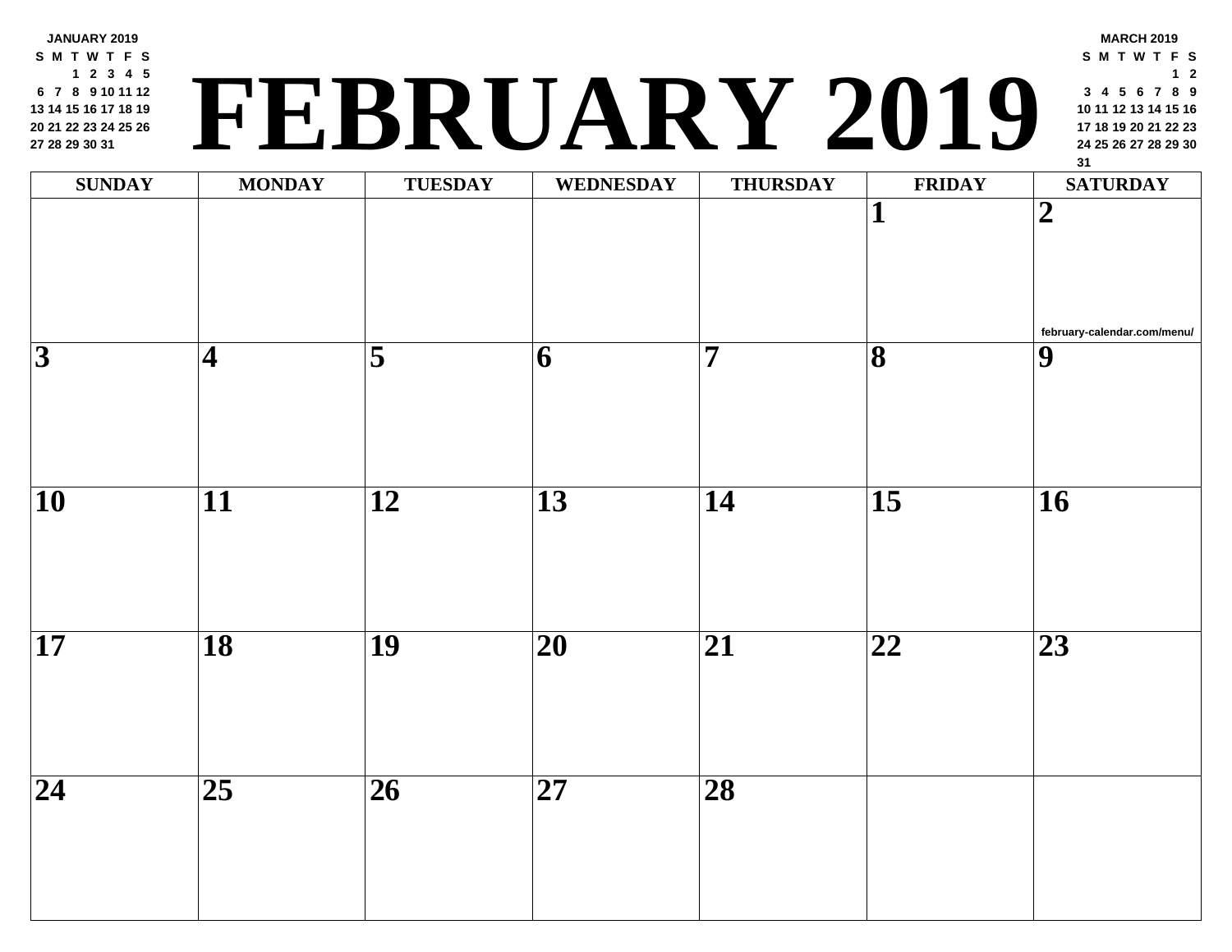JANUARY 2019

| S | M | T | W | T | F | S |
|---|---|---|---|---|---|---|
| | | 1 | 2 | 3 | 4 | 5 |
| 6 | 7 | 8 | 9 | 10 | 11 | 12 |
| 13 | 14 | 15 | 16 | 17 | 18 | 19 |
| 20 | 21 | 22 | 23 | 24 | 25 | 26 |
| 27 | 28 | 29 | 30 | 31 | | |

# FEBRUARY 2019

MARCH 2019

| S | M | T | W | T | F | S |
|---|---|---|---|---|---|---|
| | | | | | 1 | 2 |
| 3 | 4 | 5 | 6 | 7 | 8 | 9 |
| 10 | 11 | 12 | 13 | 14 | 15 | 16 |
| 17 | 18 | 19 | 20 | 21 | 22 | 23 |
| 24 | 25 | 26 | 27 | 28 | 29 | 30 |
| 31 | | | | | | |

| SUNDAY | MONDAY | TUESDAY | WEDNESDAY | THURSDAY | FRIDAY | SATURDAY |
|---|---|---|---|---|---|---|
| | | | | | 1 | 2 february-calendar.com/menu/ |
| 3 | 4 | 5 | 6 | 7 | 8 | 9 |
| 10 | 11 | 12 | 13 | 14 | 15 | 16 |
| 17 | 18 | 19 | 20 | 21 | 22 | 23 |
| 24 | 25 | 26 | 27 | 28 | | |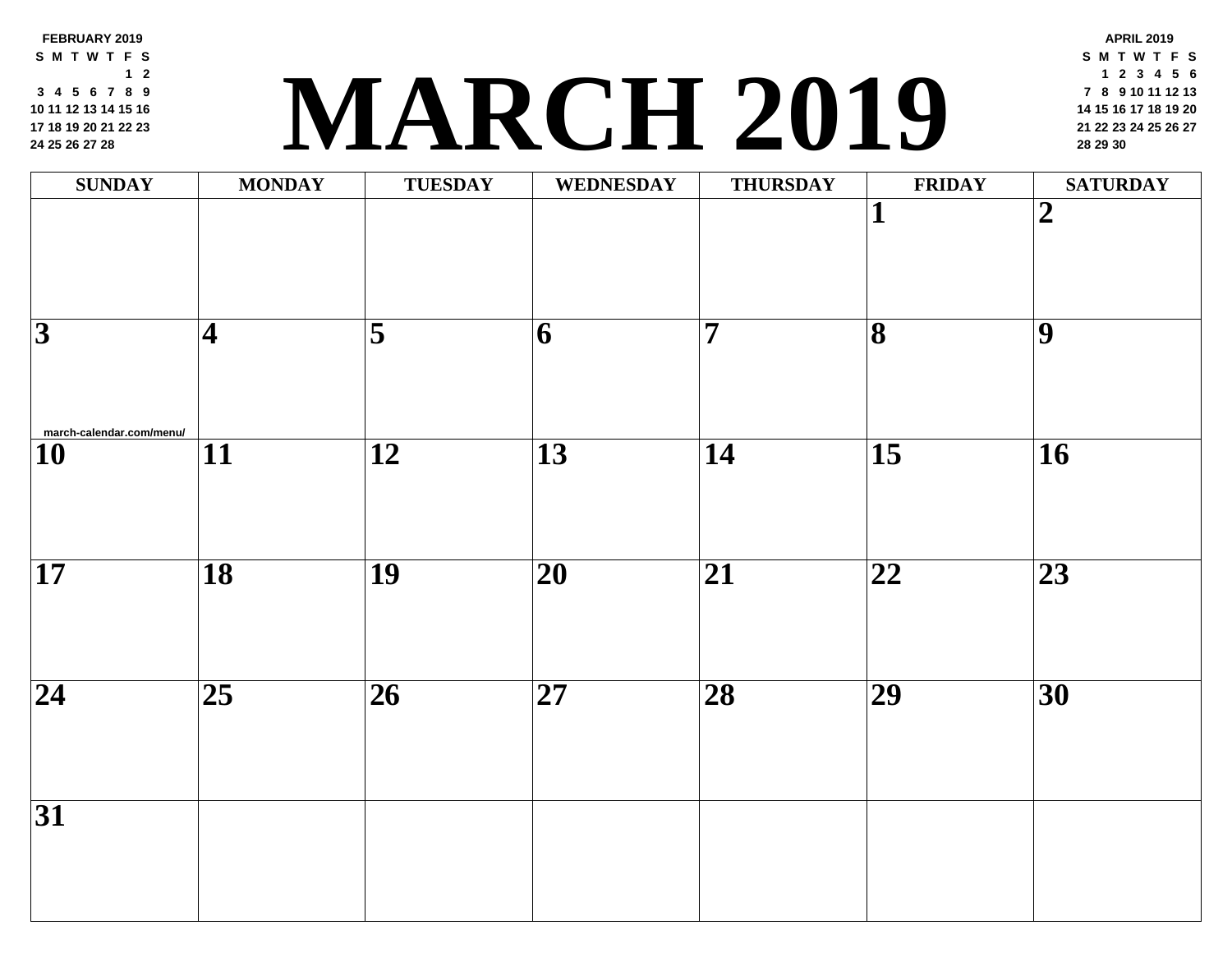# MARCH 2019

**FEBRUARY 2019**

| S | M | T | W | T | F | S |
|---|---|---|---|---|---|---|
| | | | | | 1 | 2 |
| 3 | 4 | 5 | 6 | 7 | 8 | 9 |
| 10 | 11 | 12 | 13 | 14 | 15 | 16 |
| 17 | 18 | 19 | 20 | 21 | 22 | 23 |
| 24 | 25 | 26 | 27 | 28 | | |

**APRIL 2019**

| S | M | T | W | T | F | S |
|---|---|---|---|---|---|---|
| | 1 | 2 | 3 | 4 | 5 | 6 |
| 7 | 8 | 9 | 10 | 11 | 12 | 13 |
| 14 | 15 | 16 | 17 | 18 | 19 | 20 |
| 21 | 22 | 23 | 24 | 25 | 26 | 27 |
| 28 | 29 | 30 | | | | |

| SUNDAY | MONDAY | TUESDAY | WEDNESDAY | THURSDAY | FRIDAY | SATURDAY |
|---|---|---|---|---|---|---|
| | | | | | 1 | 2 |
| 3 march-calendar.com/menu/ | 4 | 5 | 6 | 7 | 8 | 9 |
| 10 | 11 | 12 | 13 | 14 | 15 | 16 |
| 17 | 18 | 19 | 20 | 21 | 22 | 23 |
| 24 | 25 | 26 | 27 | 28 | 29 | 30 |
| 31 | | | | | | |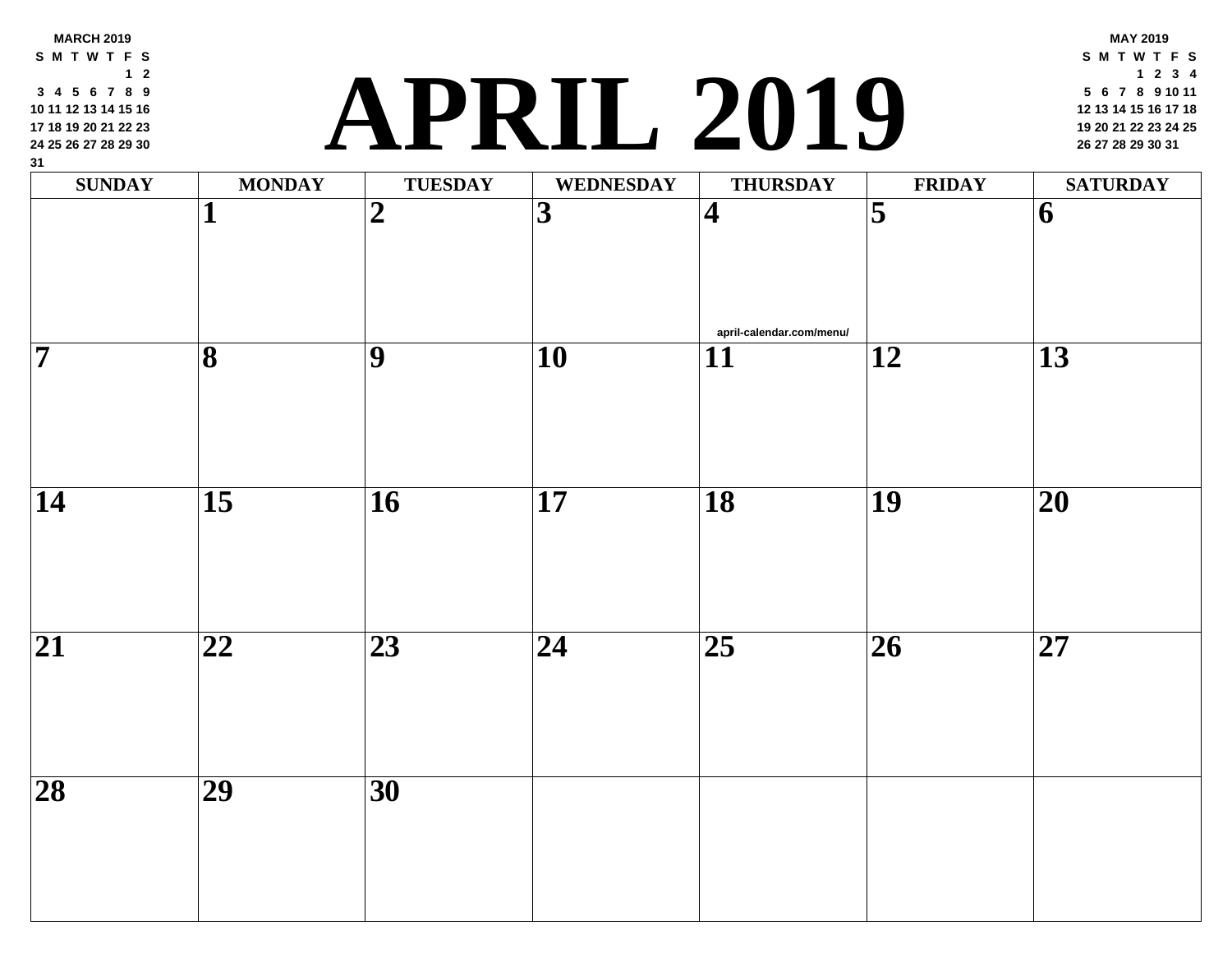**MARCH 2019**

| S | M | T | W | T | F | S |
|---|---|---|---|---|---|---|
| | | | | | 1 | 2 |
| 3 | 4 | 5 | 6 | 7 | 8 | 9 |
| 10 | 11 | 12 | 13 | 14 | 15 | 16 |
| 17 | 18 | 19 | 20 | 21 | 22 | 23 |
| 24 | 25 | 26 | 27 | 28 | 29 | 30 |
| 31 | | | | | | |

# APRIL 2019

**MAY 2019**

| S | M | T | W | T | F | S |
|---|---|---|---|---|---|---|
| | | | 1 | 2 | 3 | 4 |
| 5 | 6 | 7 | 8 | 9 | 10 | 11 |
| 12 | 13 | 14 | 15 | 16 | 17 | 18 |
| 19 | 20 | 21 | 22 | 23 | 24 | 25 |
| 26 | 27 | 28 | 29 | 30 | 31 | |

| SUNDAY | MONDAY | TUESDAY | WEDNESDAY | THURSDAY | FRIDAY | SATURDAY |
|---|---|---|---|---|---|---|
| | 1 | 2 | 3 | 4 april-calendar.com/menu/ | 5 | 6 |
| 7 | 8 | 9 | 10 | 11 | 12 | 13 |
| 14 | 15 | 16 | 17 | 18 | 19 | 20 |
| 21 | 22 | 23 | 24 | 25 | 26 | 27 |
| 28 | 29 | 30 | | | | |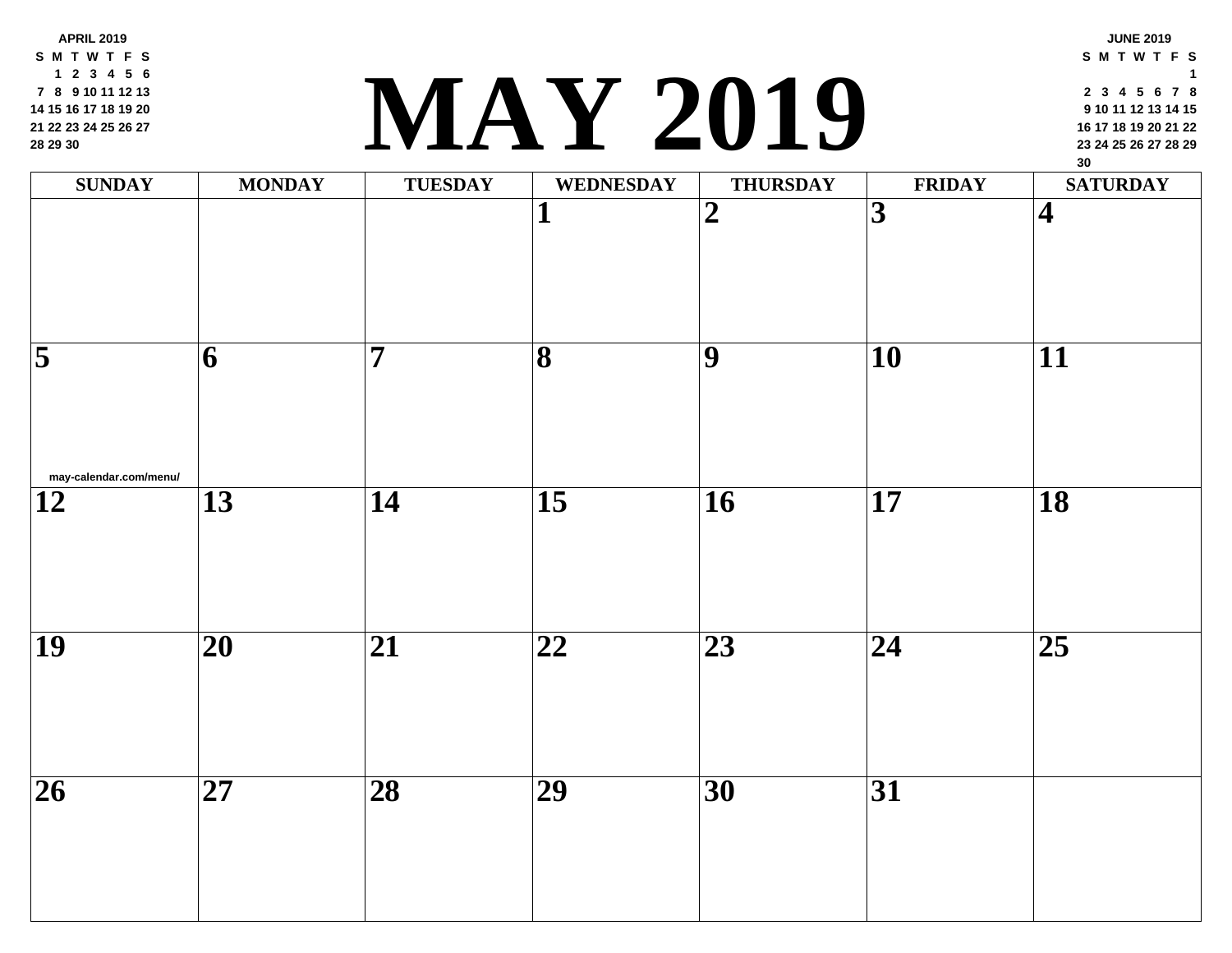APRIL 2019

| S | M | T | W | T | F | S |
|---|---|---|---|---|---|---|
| | 1 | 2 | 3 | 4 | 5 | 6 |
| 7 | 8 | 9 | 10 | 11 | 12 | 13 |
| 14 | 15 | 16 | 17 | 18 | 19 | 20 |
| 21 | 22 | 23 | 24 | 25 | 26 | 27 |
| 28 | 29 | 30 | | | | |

# MAY 2019

JUNE 2019

| S | M | T | W | T | F | S |
|---|---|---|---|---|---|---|
| | | | | | | 1 |
| 2 | 3 | 4 | 5 | 6 | 7 | 8 |
| 9 | 10 | 11 | 12 | 13 | 14 | 15 |
| 16 | 17 | 18 | 19 | 20 | 21 | 22 |
| 23 | 24 | 25 | 26 | 27 | 28 | 29 |
| 30 | | | | | | |

| SUNDAY | MONDAY | TUESDAY | WEDNESDAY | THURSDAY | FRIDAY | SATURDAY |
|---|---|---|---|---|---|---|
| | | | 1 | 2 | 3 | 4 |
| 5 may-calendar.com/menu/ | 6 | 7 | 8 | 9 | 10 | 11 |
| 12 | 13 | 14 | 15 | 16 | 17 | 18 |
| 19 | 20 | 21 | 22 | 23 | 24 | 25 |
| 26 | 27 | 28 | 29 | 30 | 31 | |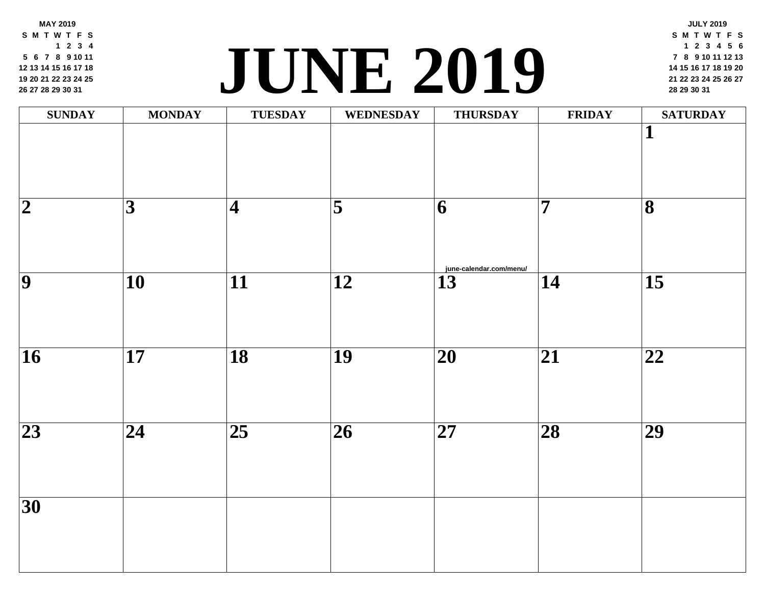MAY 2019

| S | M | T | W | T | F | S |
|---|---|---|---|---|---|---|
| | | | 1 | 2 | 3 | 4 |
| 5 | 6 | 7 | 8 | 9 | 10 | 11 |
| 12 | 13 | 14 | 15 | 16 | 17 | 18 |
| 19 | 20 | 21 | 22 | 23 | 24 | 25 |
| 26 | 27 | 28 | 29 | 30 | 31 | |

# JUNE 2019

JULY 2019

| S | M | T | W | T | F | S |
|---|---|---|---|---|---|---|
| | 1 | 2 | 3 | 4 | 5 | 6 |
| 7 | 8 | 9 | 10 | 11 | 12 | 13 |
| 14 | 15 | 16 | 17 | 18 | 19 | 20 |
| 21 | 22 | 23 | 24 | 25 | 26 | 27 |
| 28 | 29 | 30 | 31 | | | |

| SUNDAY | MONDAY | TUESDAY | WEDNESDAY | THURSDAY | FRIDAY | SATURDAY |
|---|---|---|---|---|---|---|
| | | | | | | 1 |
| 2 | 3 | 4 | 5 | 6 | 7 | 8 |
| 9 | 10 | 11 | 12 | 13 | 14 | 15 |
| 16 | 17 | 18 | 19 | 20 | 21 | 22 |
| 23 | 24 | 25 | 26 | 27 | 28 | 29 |
| 30 | | | | | | |

june-calendar.com/menu/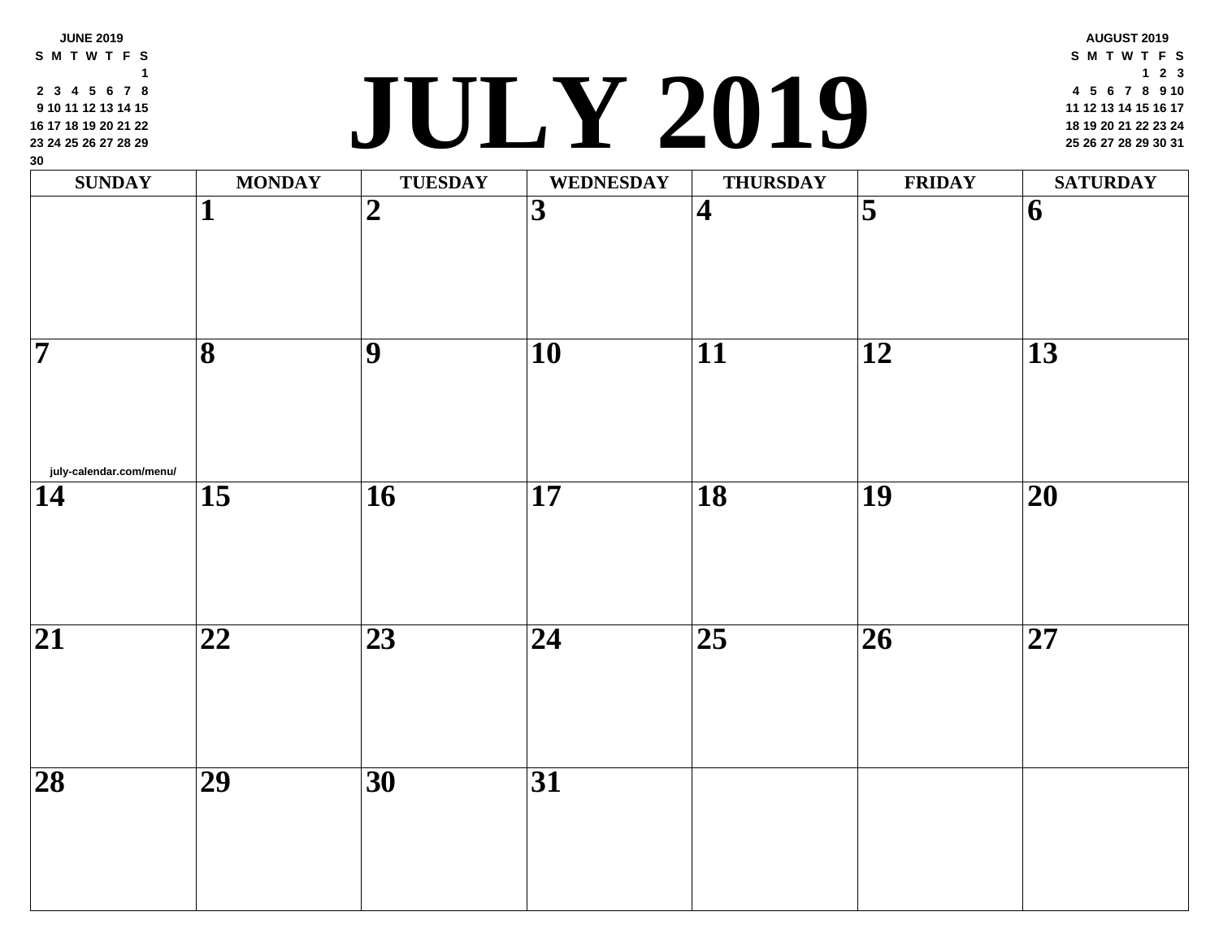**JUNE 2019**

| S | M | T | W | T | F | S |
|---|---|---|---|---|---|---|
| | | | | | | 1 |
| 2 | 3 | 4 | 5 | 6 | 7 | 8 |
| 9 | 10 | 11 | 12 | 13 | 14 | 15 |
| 16 | 17 | 18 | 19 | 20 | 21 | 22 |
| 23 | 24 | 25 | 26 | 27 | 28 | 29 |
| 30 | | | | | | |

# JULY 2019

**AUGUST 2019**

| S | M | T | W | T | F | S |
|---|---|---|---|---|---|---|
| | | | | 1 | 2 | 3 |
| 4 | 5 | 6 | 7 | 8 | 9 | 10 |
| 11 | 12 | 13 | 14 | 15 | 16 | 17 |
| 18 | 19 | 20 | 21 | 22 | 23 | 24 |
| 25 | 26 | 27 | 28 | 29 | 30 | 31 |

| SUNDAY | MONDAY | TUESDAY | WEDNESDAY | THURSDAY | FRIDAY | SATURDAY |
|---|---|---|---|---|---|---|
| | 1 | 2 | 3 | 4 | 5 | 6 |
| 7 july-calendar.com/menu/ | 8 | 9 | 10 | 11 | 12 | 13 |
| 14 | 15 | 16 | 17 | 18 | 19 | 20 |
| 21 | 22 | 23 | 24 | 25 | 26 | 27 |
| 28 | 29 | 30 | 31 | | | |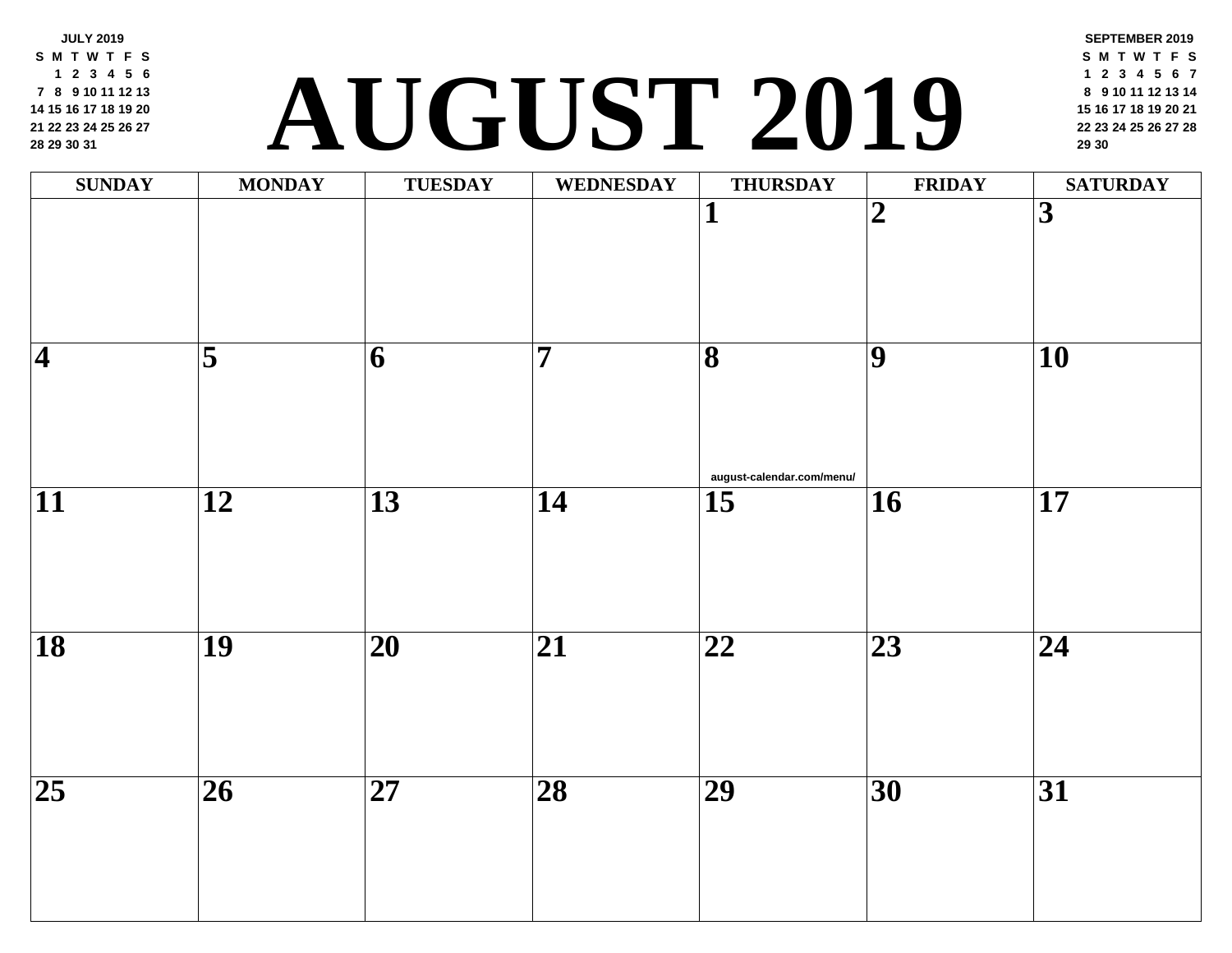| JULY 2019 | | | | | | |
|---|---|---|---|---|---|---|
| S | M | T | W | T | F | S |
| | 1 | 2 | 3 | 4 | 5 | 6 |
| 7 | 8 | 9 | 10 | 11 | 12 | 13 |
| 14 | 15 | 16 | 17 | 18 | 19 | 20 |
| 21 | 22 | 23 | 24 | 25 | 26 | 27 |
| 28 | 29 | 30 | 31 | | | |

# AUGUST 2019

| SEPTEMBER 2019 | | | | | | |
|---|---|---|---|---|---|---|
| S | M | T | W | T | F | S |
| 1 | 2 | 3 | 4 | 5 | 6 | 7 |
| 8 | 9 | 10 | 11 | 12 | 13 | 14 |
| 15 | 16 | 17 | 18 | 19 | 20 | 21 |
| 22 | 23 | 24 | 25 | 26 | 27 | 28 |
| 29 | 30 | | | | | |

| SUNDAY | MONDAY | TUESDAY | WEDNESDAY | THURSDAY | FRIDAY | SATURDAY |
|---|---|---|---|---|---|---|
| | | | | 1 | 2 | 3 |
| 4 | 5 | 6 | 7 | 8<br>august-calendar.com/menu/ | 9 | 10 |
| 11 | 12 | 13 | 14 | 15 | 16 | 17 |
| 18 | 19 | 20 | 21 | 22 | 23 | 24 |
| 25 | 26 | 27 | 28 | 29 | 30 | 31 |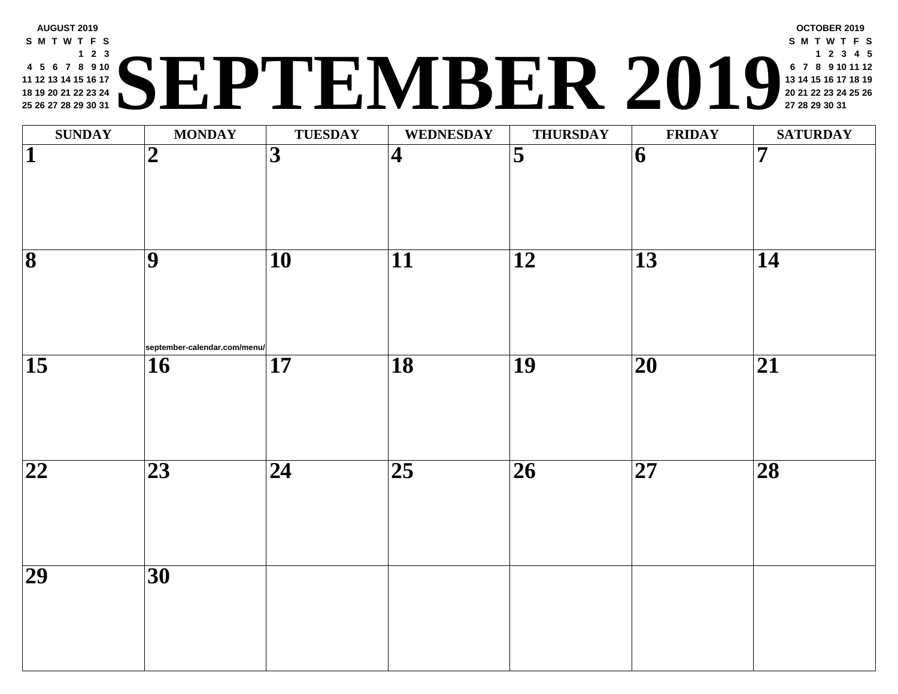# SEPTEMBER 2019

**AUGUST 2019**

| S | M | T | W | T | F | S |
|---|---|---|---|---|---|---|
| | | | | 1 | 2 | 3 |
| 4 | 5 | 6 | 7 | 8 | 9 | 10 |
| 11 | 12 | 13 | 14 | 15 | 16 | 17 |
| 18 | 19 | 20 | 21 | 22 | 23 | 24 |
| 25 | 26 | 27 | 28 | 29 | 30 | 31 |

**OCTOBER 2019**

| S | M | T | W | T | F | S |
|---|---|---|---|---|---|---|
| | | 1 | 2 | 3 | 4 | 5 |
| 6 | 7 | 8 | 9 | 10 | 11 | 12 |
| 13 | 14 | 15 | 16 | 17 | 18 | 19 |
| 20 | 21 | 22 | 23 | 24 | 25 | 26 |
| 27 | 28 | 29 | 30 | 31 | | |

| SUNDAY | MONDAY | TUESDAY | WEDNESDAY | THURSDAY | FRIDAY | SATURDAY |
|---|---|---|---|---|---|---|
| 1 | 2 | 3 | 4 | 5 | 6 | 7 |
| 8 | 9 september-calendar.com/menu/ | 10 | 11 | 12 | 13 | 14 |
| 15 | 16 | 17 | 18 | 19 | 20 | 21 |
| 22 | 23 | 24 | 25 | 26 | 27 | 28 |
| 29 | 30 | | | | | |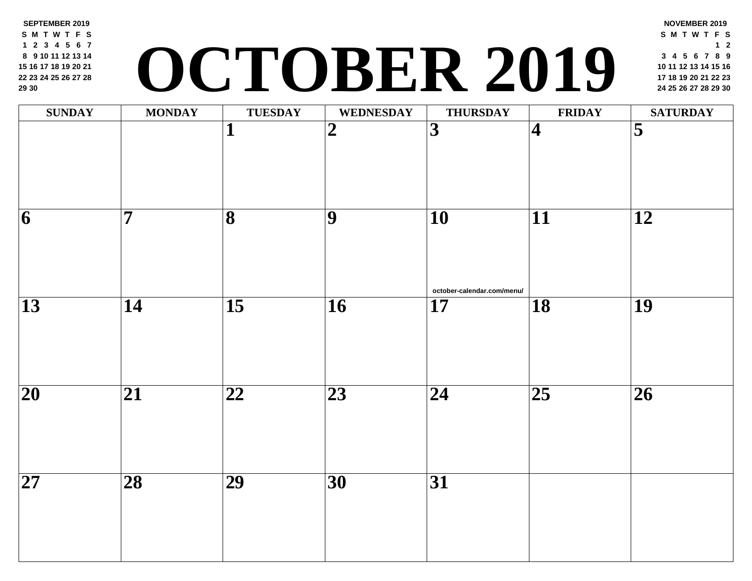SEPTEMBER 2019

| S | M | T | W | T | F | S |
|---|---|---|---|---|---|---|
| 1 | 2 | 3 | 4 | 5 | 6 | 7 |
| 8 | 9 | 10 | 11 | 12 | 13 | 14 |
| 15 | 16 | 17 | 18 | 19 | 20 | 21 |
| 22 | 23 | 24 | 25 | 26 | 27 | 28 |
| 29 | 30 | | | | | |

# OCTOBER 2019

NOVEMBER 2019

| S | M | T | W | T | F | S |
|---|---|---|---|---|---|---|
| | | | | | 1 | 2 |
| 3 | 4 | 5 | 6 | 7 | 8 | 9 |
| 10 | 11 | 12 | 13 | 14 | 15 | 16 |
| 17 | 18 | 19 | 20 | 21 | 22 | 23 |
| 24 | 25 | 26 | 27 | 28 | 29 | 30 |

| SUNDAY | MONDAY | TUESDAY | WEDNESDAY | THURSDAY | FRIDAY | SATURDAY |
|---|---|---|---|---|---|---|
| | | 1 | 2 | 3 | 4 | 5 |
| 6 | 7 | 8 | 9 | 10 | 11 | 12 |
| 13 | 14 | 15 | 16 | 17 | 18 | 19 |
| 20 | 21 | 22 | 23 | 24 | 25 | 26 |
| 27 | 28 | 29 | 30 | 31 | | |

october-calendar.com/menu/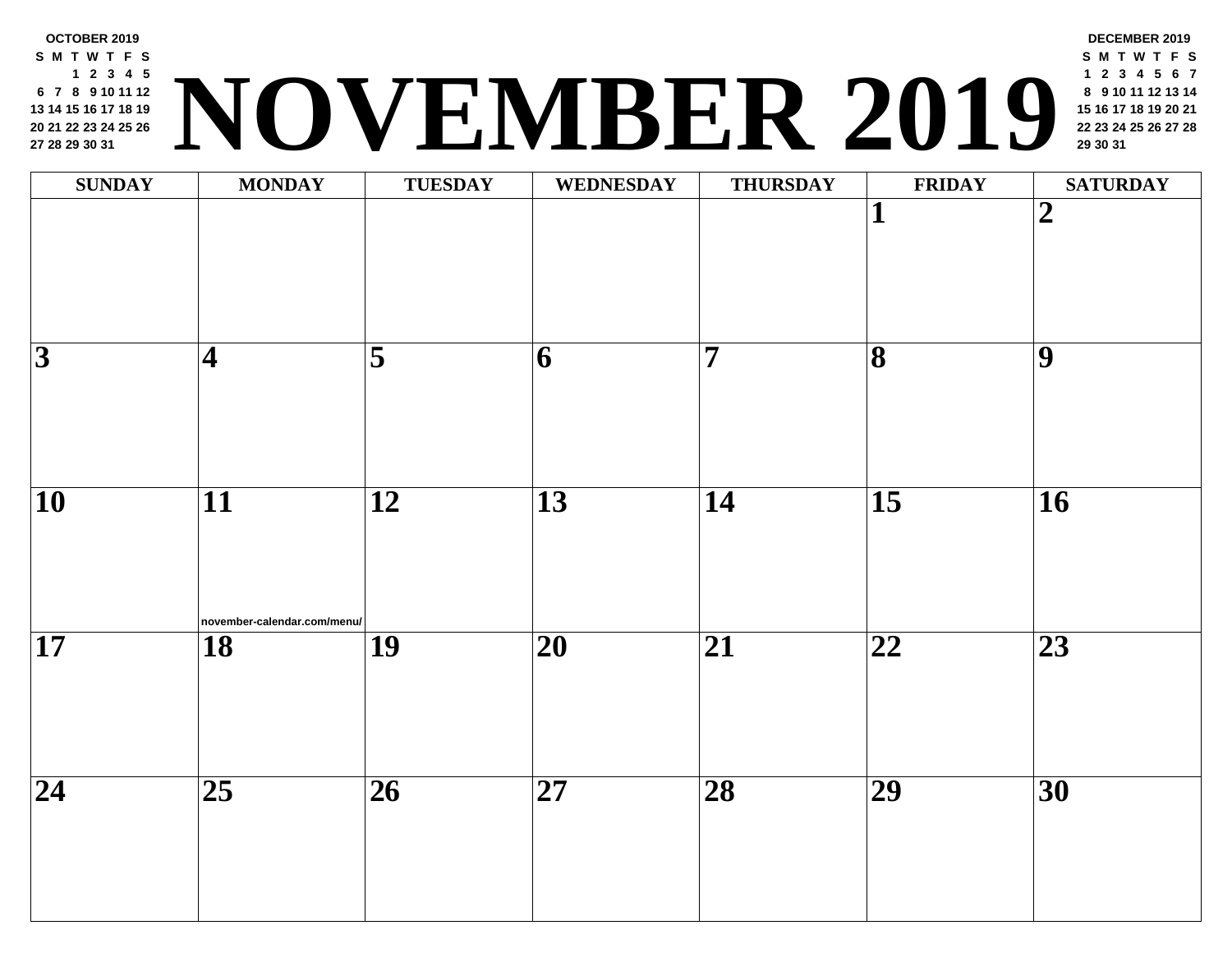# NOVEMBER 2019

**OCTOBER 2019**

| S | M | T | W | T | F | S |
|---|---|---|---|---|---|---|
| | | 1 | 2 | 3 | 4 | 5 |
| 6 | 7 | 8 | 9 | 10 | 11 | 12 |
| 13 | 14 | 15 | 16 | 17 | 18 | 19 |
| 20 | 21 | 22 | 23 | 24 | 25 | 26 |
| 27 | 28 | 29 | 30 | 31 | | |

**DECEMBER 2019**

| S | M | T | W | T | F | S |
|---|---|---|---|---|---|---|
| 1 | 2 | 3 | 4 | 5 | 6 | 7 |
| 8 | 9 | 10 | 11 | 12 | 13 | 14 |
| 15 | 16 | 17 | 18 | 19 | 20 | 21 |
| 22 | 23 | 24 | 25 | 26 | 27 | 28 |
| 29 | 30 | 31 | | | | |

| SUNDAY | MONDAY | TUESDAY | WEDNESDAY | THURSDAY | FRIDAY | SATURDAY |
|---|---|---|---|---|---|---|
| | | | | | 1 | 2 |
| 3 | 4 | 5 | 6 | 7 | 8 | 9 |
| 10 | 11 november-calendar.com/menu/ | 12 | 13 | 14 | 15 | 16 |
| 17 | 18 | 19 | 20 | 21 | 22 | 23 |
| 24 | 25 | 26 | 27 | 28 | 29 | 30 |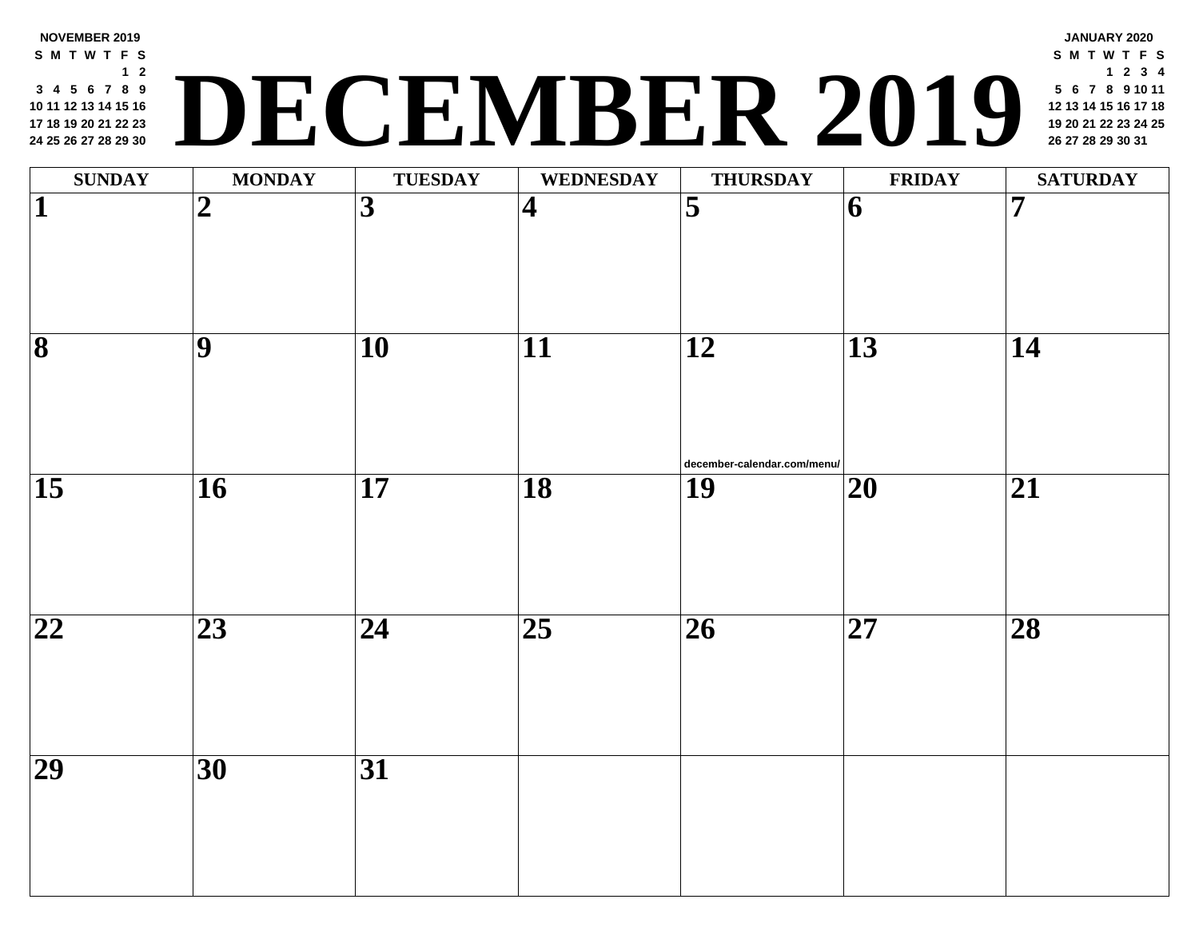NOVEMBER 2019

| S | M | T | W | T | F | S |
|---|---|---|---|---|---|---|
| | | | | | 1 | 2 |
| 3 | 4 | 5 | 6 | 7 | 8 | 9 |
| 10 | 11 | 12 | 13 | 14 | 15 | 16 |
| 17 | 18 | 19 | 20 | 21 | 22 | 23 |
| 24 | 25 | 26 | 27 | 28 | 29 | 30 |

# DECEMBER 2019

JANUARY 2020

| S | M | T | W | T | F | S |
|---|---|---|---|---|---|---|
| | | | 1 | 2 | 3 | 4 |
| 5 | 6 | 7 | 8 | 9 | 10 | 11 |
| 12 | 13 | 14 | 15 | 16 | 17 | 18 |
| 19 | 20 | 21 | 22 | 23 | 24 | 25 |
| 26 | 27 | 28 | 29 | 30 | 31 | |

| SUNDAY | MONDAY | TUESDAY | WEDNESDAY | THURSDAY | FRIDAY | SATURDAY |
|---|---|---|---|---|---|---|
| 1 | 2 | 3 | 4 | 5 | 6 | 7 |
| 8 | 9 | 10 | 11 | 12 december-calendar.com/menu/ | 13 | 14 |
| 15 | 16 | 17 | 18 | 19 | 20 | 21 |
| 22 | 23 | 24 | 25 | 26 | 27 | 28 |
| 29 | 30 | 31 | | | | |